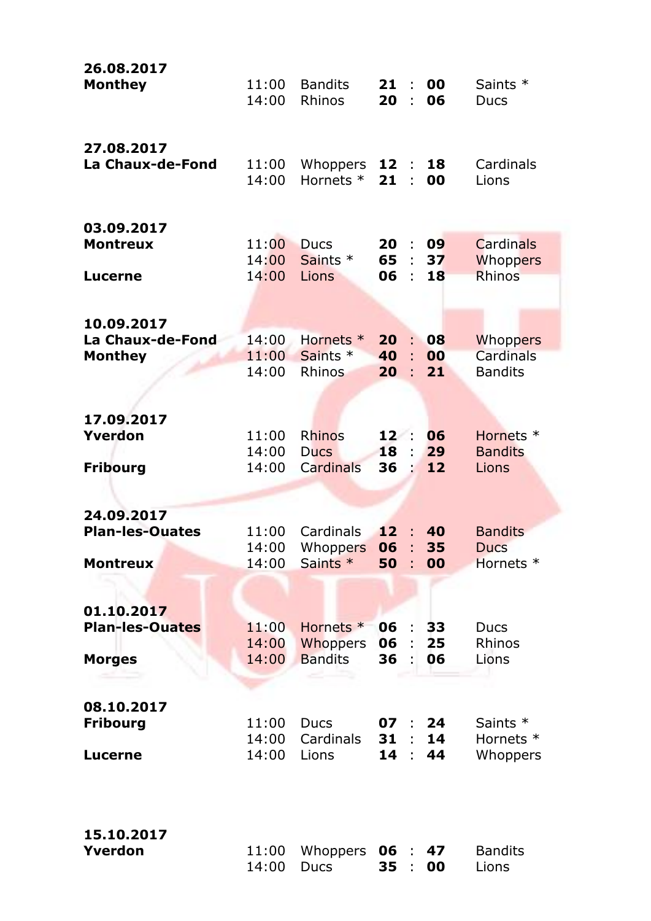| Date / Venue | Time | Home | Score | | Away |
|---|---|---|---|---|---|
| **26.08.2017** | | | | | |
| **Monthey** | 11:00 | Bandits | **21** | **00** | Saints * |
| | 14:00 | Rhinos | **20** | **06** | Ducs |
| **27.08.2017** | | | | | |
| **La Chaux-de-Fond** | 11:00 | Whoppers | **12** | **18** | Cardinals |
| | 14:00 | Hornets * | **21** | **00** | Lions |
| **03.09.2017** | | | | | |
| **Montreux** | 11:00 | Ducs | **20** | **09** | Cardinals |
| | 14:00 | Saints * | **65** | **37** | Whoppers |
| **Lucerne** | 14:00 | Lions | **06** | **18** | Rhinos |
| **10.09.2017** | | | | | |
| **La Chaux-de-Fond** | 14:00 | Hornets * | **20** | **08** | Whoppers |
| **Monthey** | 11:00 | Saints * | **40** | **00** | Cardinals |
| | 14:00 | Rhinos | **20** | **21** | Bandits |
| **17.09.2017** | | | | | |
| **Yverdon** | 11:00 | Rhinos | **12** | **06** | Hornets * |
| | 14:00 | Ducs | **18** | **29** | Bandits |
| **Fribourg** | 14:00 | Cardinals | **36** | **12** | Lions |
| **24.09.2017** | | | | | |
| **Plan-les-Ouates** | 11:00 | Cardinals | **12** | **40** | Bandits |
| | 14:00 | Whoppers | **06** | **35** | Ducs |
| **Montreux** | 14:00 | Saints * | **50** | **00** | Hornets * |
| **01.10.2017** | | | | | |
| **Plan-les-Ouates** | 11:00 | Hornets * | **06** | **33** | Ducs |
| | 14:00 | Whoppers | **06** | **25** | Rhinos |
| **Morges** | 14:00 | Bandits | **36** | **06** | Lions |
| **08.10.2017** | | | | | |
| **Fribourg** | 11:00 | Ducs | **07** | **24** | Saints * |
| | 14:00 | Cardinals | **31** | **14** | Hornets * |
| **Lucerne** | 14:00 | Lions | **14** | **44** | Whoppers |
| **15.10.2017** | | | | | |
| **Yverdon** | 11:00 | Whoppers | **06** | **47** | Bandits |
| | 14:00 | Ducs | **35** | **00** | Lions |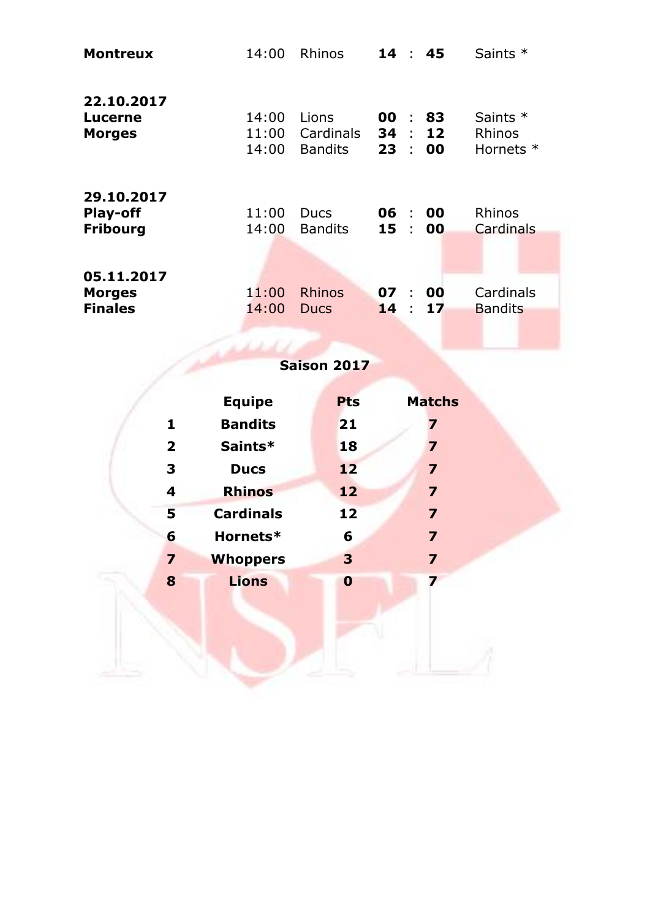| | | | | | |
|---|---|---|---|---|---|
| **Montreux** | 14:00 | Rhinos | **14 : 45** | Saints * |
| | | | | | |
| **22.10.2017** | | | | | |
| **Lucerne** | 14:00 | Lions | **00 : 83** | Saints * |
| **Morges** | 11:00 | Cardinals | **34 : 12** | Rhinos |
| | 14:00 | Bandits | **23 : 00** | Hornets * |
| | | | | | |
| **29.10.2017** | | | | | |
| **Play-off** | 11:00 | Ducs | **06 : 00** | Rhinos |
| **Fribourg** | 14:00 | Bandits | **15 : 00** | Cardinals |
| | | | | | |
| **05.11.2017** | | | | | |
| **Morges** | 11:00 | Rhinos | **07 : 00** | Cardinals |
| **Finales** | 14:00 | Ducs | **14 : 17** | Bandits |

### Saison 2017

| | Equipe | Pts | Matchs |
|---|---|---|---|
| **1** | **Bandits** | **21** | **7** |
| **2** | **Saints*** | **18** | **7** |
| **3** | **Ducs** | **12** | **7** |
| **4** | **Rhinos** | **12** | **7** |
| **5** | **Cardinals** | **12** | **7** |
| **6** | **Hornets*** | **6** | **7** |
| **7** | **Whoppers** | **3** | **7** |
| **8** | **Lions** | **0** | **7** |